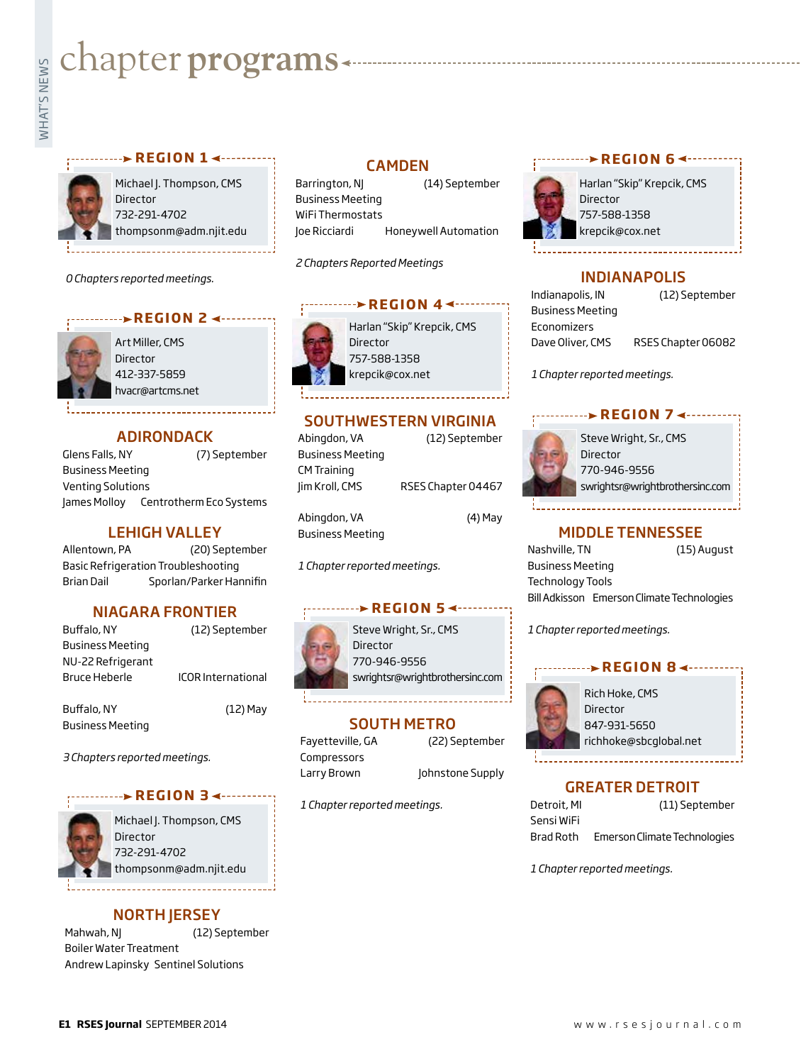# chapter programs

### REGION 1

Michael J. Thompson, CMS
Director
732-291-4702
thompsonm@adm.njit.edu

*0 Chapters reported meetings.*

### REGION 2

Art Miller, CMS
Director
412-337-5859
hvacr@artcms.net

## ADIRONDACK

Glens Falls, NY (7) September
Business Meeting
Venting Solutions
James Molloy Centrotherm Eco Systems

## LEHIGH VALLEY

Allentown, PA (20) September
Basic Refrigeration Troubleshooting
Brian Dail Sporlan/Parker Hannifin

## NIAGARA FRONTIER

Buffalo, NY (12) September
Business Meeting
NU-22 Refrigerant
Bruce Heberle ICOR International

Buffalo, NY (12) May
Business Meeting

*3 Chapters reported meetings.*

### REGION 3

Michael J. Thompson, CMS
Director
732-291-4702
thompsonm@adm.njit.edu

## NORTH JERSEY

Mahwah, NJ (12) September
Boiler Water Treatment
Andrew Lapinsky Sentinel Solutions

## CAMDEN

Barrington, NJ (14) September
Business Meeting
WiFi Thermostats
Joe Ricciardi Honeywell Automation

*2 Chapters Reported Meetings*

### REGION 4

Harlan "Skip" Krepcik, CMS
Director
757-588-1358
krepcik@cox.net

## SOUTHWESTERN VIRGINIA

Abingdon, VA (12) September
Business Meeting
CM Training
Jim Kroll, CMS RSES Chapter 04467

Abingdon, VA (4) May
Business Meeting

*1 Chapter reported meetings.*

### REGION 5

Steve Wright, Sr., CMS
Director
770-946-9556
swrightsr@wrightbrothersinc.com

## SOUTH METRO

Fayetteville, GA (22) September
Compressors
Larry Brown Johnstone Supply

*1 Chapter reported meetings.*

### REGION 6

Harlan "Skip" Krepcik, CMS
Director
757-588-1358
krepcik@cox.net

## INDIANAPOLIS

Indianapolis, IN (12) September
Business Meeting
Economizers
Dave Oliver, CMS RSES Chapter 06082

*1 Chapter reported meetings.*

### REGION 7

Steve Wright, Sr., CMS
Director
770-946-9556
swrightsr@wrightbrothersinc.com

## MIDDLE TENNESSEE

Nashville, TN (15) August
Business Meeting
Technology Tools
Bill Adkisson Emerson Climate Technologies

*1 Chapter reported meetings.*

### REGION 8

Rich Hoke, CMS
Director
847-931-5650
richhoke@sbcglobal.net

## GREATER DETROIT

Detroit, MI (11) September
Sensi WiFi
Brad Roth Emerson Climate Technologies

*1 Chapter reported meetings.*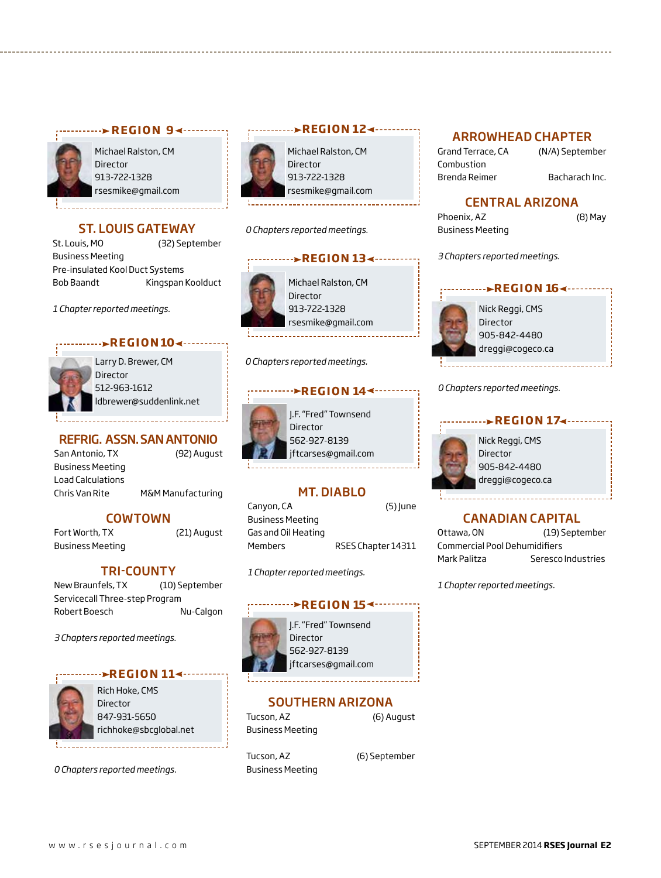## REGION 9

Michael Ralston, CM
Director
913-722-1328
rsesmike@gmail.com

### ST. LOUIS GATEWAY

St. Louis, MO (32) September
Business Meeting
Pre-insulated Kool Duct Systems
Bob Baandt Kingspan Kooldthe duct

*1 Chapter reported meetings.*

## REGION 10

Larry D. Brewer, CM
Director
512-963-1612
ldbrewer@suddenlink.net

### REFRIG. ASSN. SAN ANTONIO

San Antonio, TX (92) August
Business Meeting
Load Calculations
Chris Van Rite M&M Manufacturing

### COWTOWN

Fort Worth, TX (21) August
Business Meeting

### TRI-COUNTY

New Braunfels, TX (10) September
Servicecall Three-step Program
Robert Boesch Nu-Calgon

*3 Chapters reported meetings.*

## REGION 11

Rich Hoke, CMS
Director
847-931-5650
richhoke@sbcglobal.net

*0 Chapters reported meetings.*

## REGION 12

Michael Ralston, CM
Director
913-722-1328
rsesmike@gmail.com

*0 Chapters reported meetings.*

## REGION 13

Michael Ralston, CM
Director
913-722-1328
rsesmike@gmail.com

*0 Chapters reported meetings.*

## REGION 14

J.F. "Fred" Townsend
Director
562-927-8139
jftcarses@gmail.com

### MT. DIABLO

Canyon, CA (5) June
Business Meeting
Gas and Oil Heating
Members RSES Chapter 14311

*1 Chapter reported meetings.*

## REGION 15

J.F. "Fred" Townsend
Director
562-927-8139
jftcarses@gmail.com

### SOUTHERN ARIZONA

Tucson, AZ (6) August
Business Meeting

Tucson, AZ (6) September
Business Meeting

### ARROWHEAD CHAPTER

Grand Terrace, CA (N/A) September
Combustion
Brenda Reimer Bacharach Inc.

### CENTRAL ARIZONA

Phoenix, AZ (8) May
Business Meeting

*3 Chapters reported meetings.*

## REGION 16

Nick Reggi, CMS
Director
905-842-4480
dreggi@cogeco.ca

*0 Chapters reported meetings.*

## REGION 17

Nick Reggi, CMS
Director
905-842-4480
dreggi@cogeco.ca

### CANADIAN CAPITAL

Ottawa, ON (19) September
Commercial Pool Dehumidifiers
Mark Palitza Seresco Industries

*1 Chapter reported meetings.*